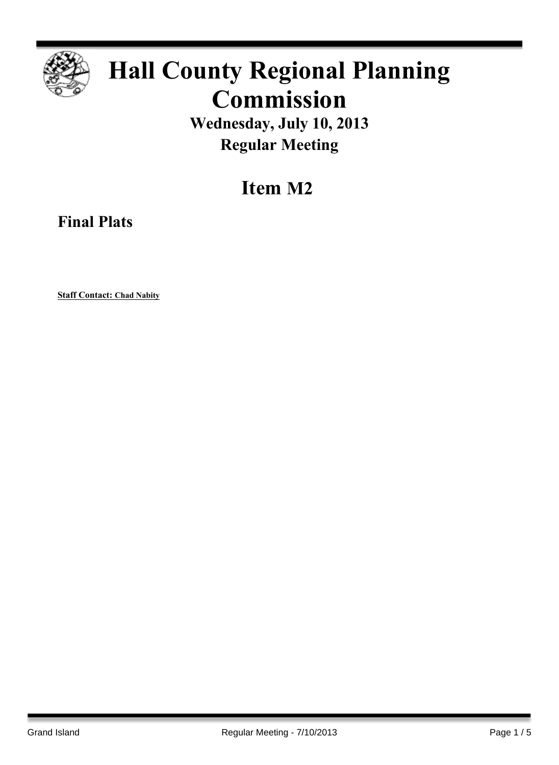# Hall County Regional Planning Commission

## Wednesday, July 10, 2013

## Regular Meeting

# Item M2

### Final Plats

**Staff Contact: Chad Nabity**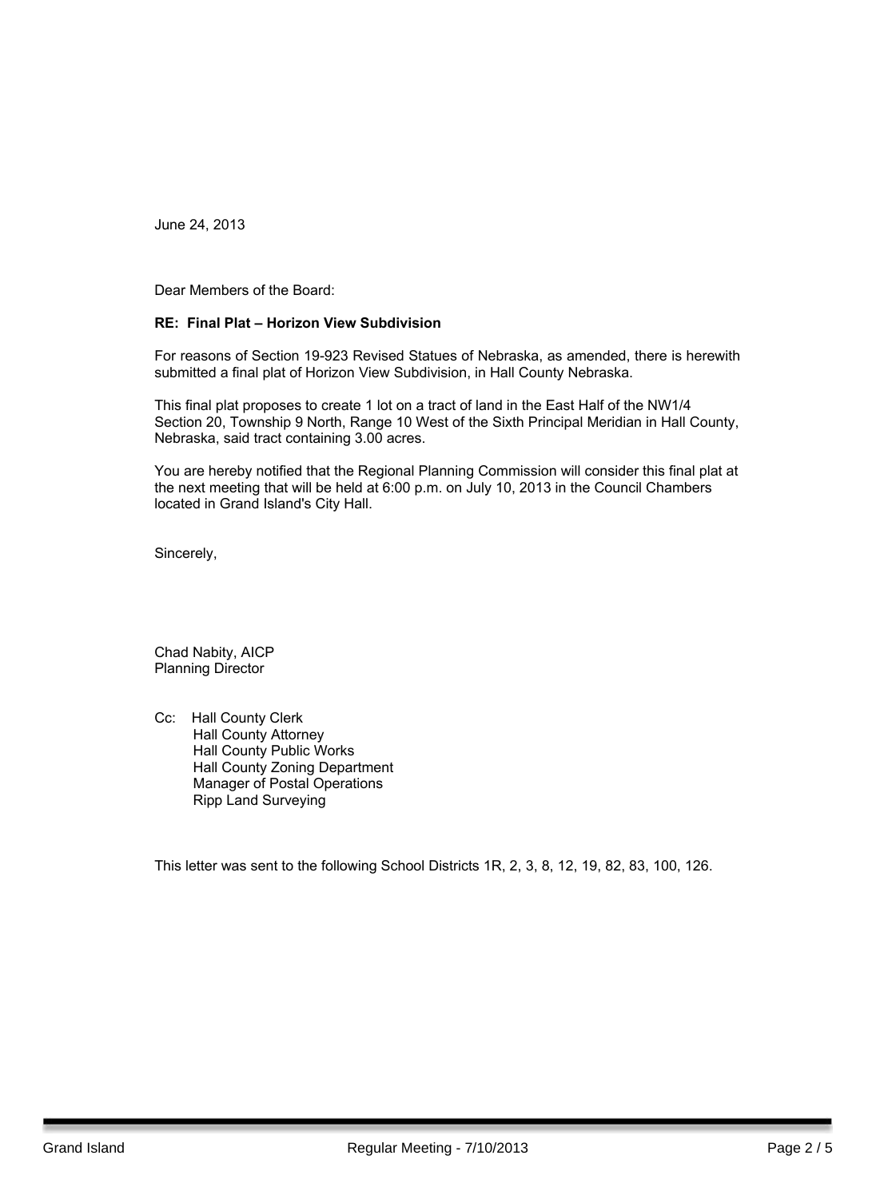June 24, 2013

Dear Members of the Board:

**RE: Final Plat – Horizon View Subdivision**

For reasons of Section 19-923 Revised Statues of Nebraska, as amended, there is herewith submitted a final plat of Horizon View Subdivision, in Hall County Nebraska.

This final plat proposes to create 1 lot on a tract of land in the East Half of the NW1/4 Section 20, Township 9 North, Range 10 West of the Sixth Principal Meridian in Hall County, Nebraska, said tract containing 3.00 acres.

You are hereby notified that the Regional Planning Commission will consider this final plat at the next meeting that will be held at 6:00 p.m. on July 10, 2013 in the Council Chambers located in Grand Island's City Hall.

Sincerely,

Chad Nabity, AICP
Planning Director

Cc: Hall County Clerk
Hall County Attorney
Hall County Public Works
Hall County Zoning Department
Manager of Postal Operations
Ripp Land Surveying

This letter was sent to the following School Districts 1R, 2, 3, 8, 12, 19, 82, 83, 100, 126.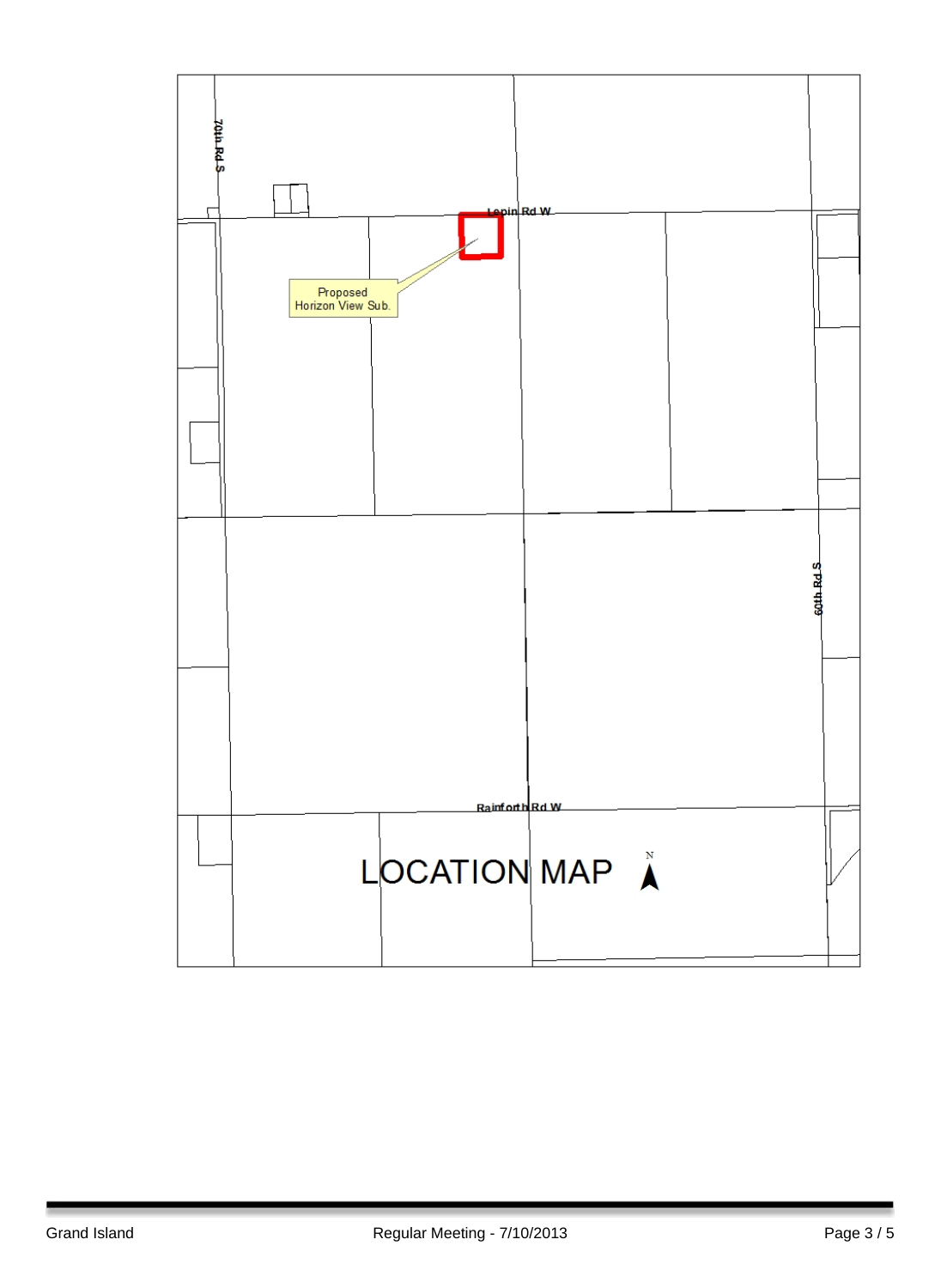70th Rd S

Lepin Rd W

Proposed
Horizon View Sub.

60th Rd S

Rainforth Rd W

LOCATION MAP

N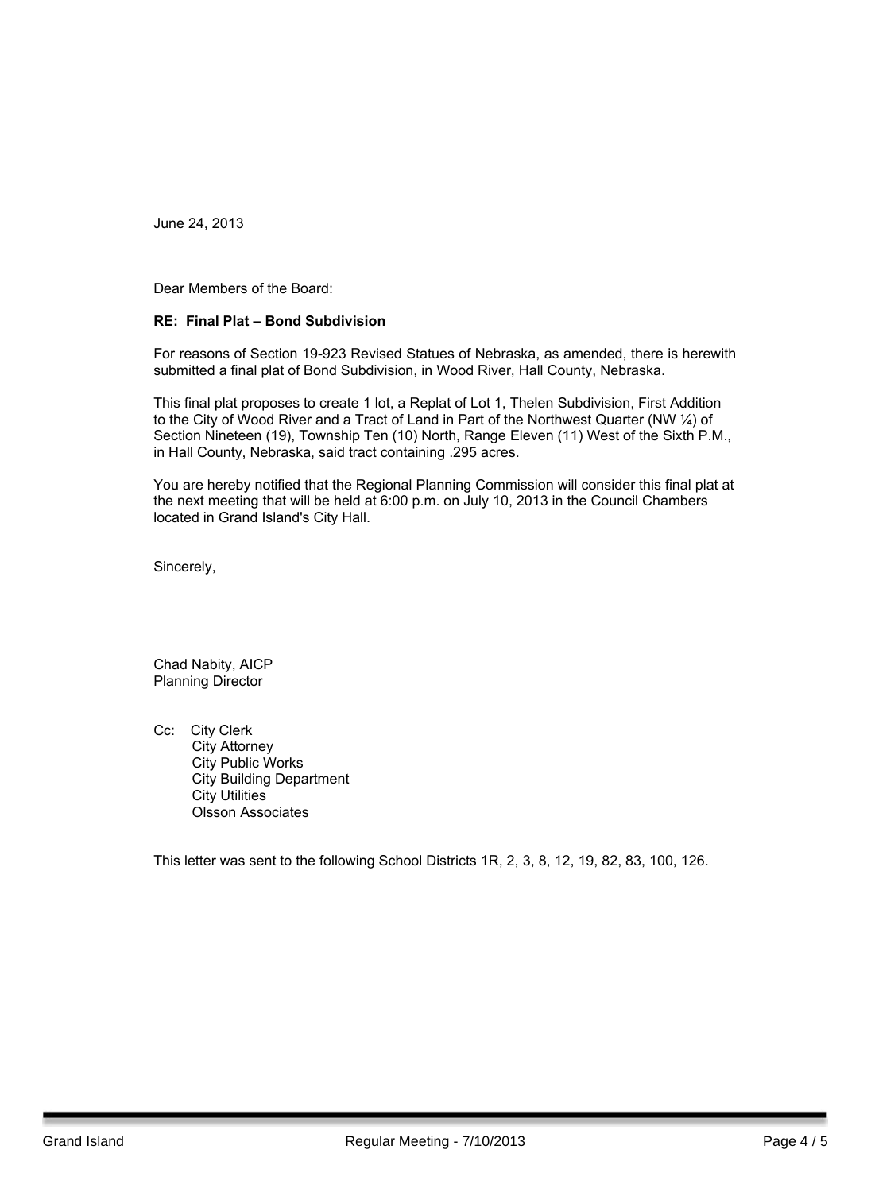June 24, 2013

Dear Members of the Board:

**RE: Final Plat – Bond Subdivision**

For reasons of Section 19-923 Revised Statues of Nebraska, as amended, there is herewith submitted a final plat of Bond Subdivision, in Wood River, Hall County, Nebraska.

This final plat proposes to create 1 lot, a Replat of Lot 1, Thelen Subdivision, First Addition to the City of Wood River and a Tract of Land in Part of the Northwest Quarter (NW ¼) of Section Nineteen (19), Township Ten (10) North, Range Eleven (11) West of the Sixth P.M., in Hall County, Nebraska, said tract containing .295 acres.

You are hereby notified that the Regional Planning Commission will consider this final plat at the next meeting that will be held at 6:00 p.m. on July 10, 2013 in the Council Chambers located in Grand Island's City Hall.

Sincerely,

Chad Nabity, AICP
Planning Director

Cc: City Clerk
City Attorney
City Public Works
City Building Department
City Utilities
Olsson Associates

This letter was sent to the following School Districts 1R, 2, 3, 8, 12, 19, 82, 83, 100, 126.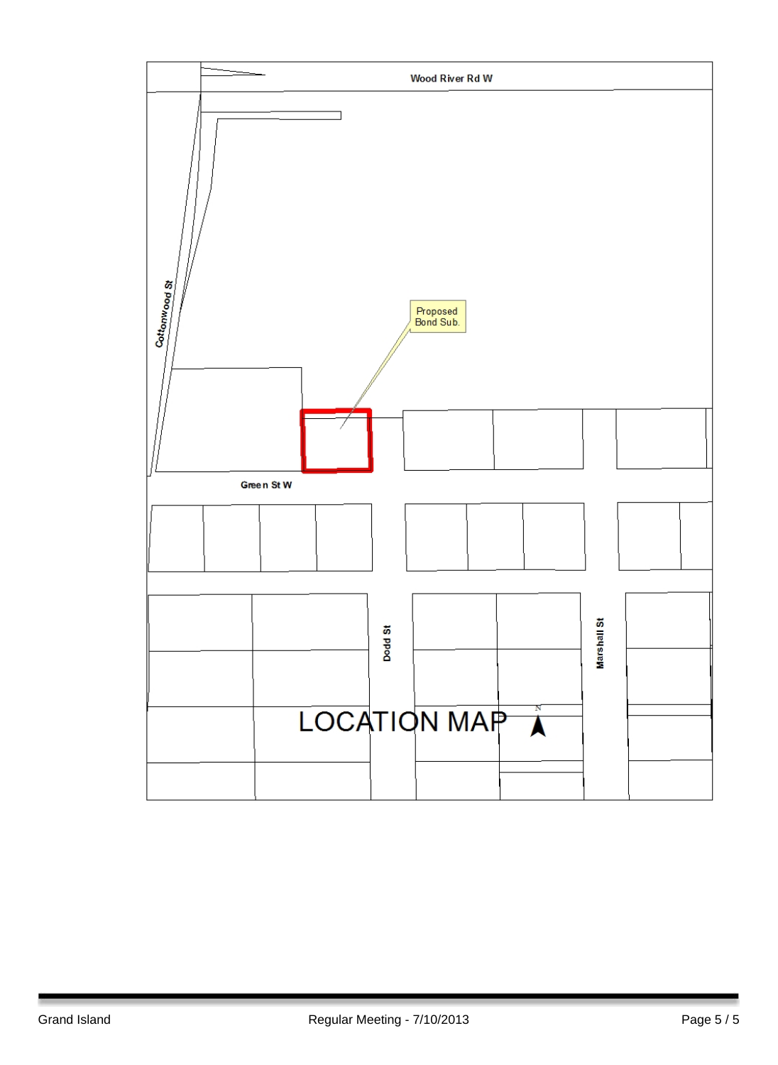Wood River Rd W

Cottonwood St

Proposed Bond Sub.

Green St W

Dodd St

Marshall St

LOCATION MAP

N